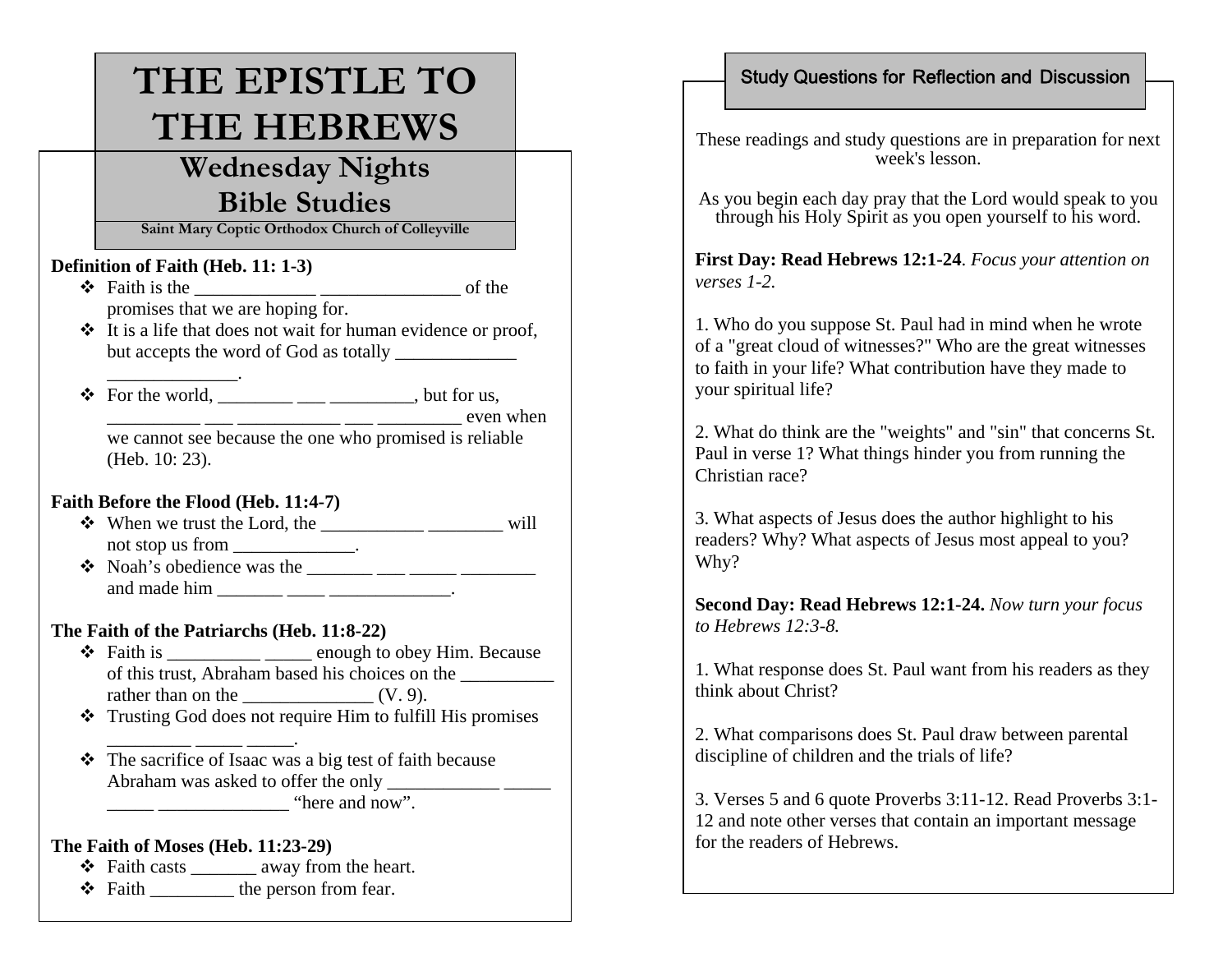# THE EPISTLE TO THE HEBREWS

## Wednesday Nights Bible Studies

**Saint Mary Coptic Orthodox Church of Colleyville**

**Definition of Faith (Heb. 11: 1-3)**

- Faith is the _____________ _______________ of the promises that we are hoping for.
- It is a life that does not wait for human evidence or proof, but accepts the word of God as totally _____________ ______________.
- For the world, ________ ___ _________, but for us, __________ ___ ___________ ___ _________ even when we cannot see because the one who promised is reliable (Heb. 10: 23).

**Faith Before the Flood (Heb. 11:4-7)**

- When we trust the Lord, the ___________ ________ will not stop us from _____________.
- Noah's obedience was the _______ ___ _____ ________ and made him _______ ____ _____________.

**The Faith of the Patriarchs (Heb. 11:8-22)**

- Faith is __________ _____ enough to obey Him. Because of this trust, Abraham based his choices on the __________ rather than on the ______________ (V. 9).
- Trusting God does not require Him to fulfill His promises _________ _____ _____.
- The sacrifice of Isaac was a big test of faith because Abraham was asked to offer the only ____________ _____ _____ ______________ "here and now".

**The Faith of Moses (Heb. 11:23-29)**

- Faith casts _______ away from the heart.
- Faith _________ the person from fear.

## Study Questions for Reflection and Discussion

These readings and study questions are in preparation for next week's lesson.

As you begin each day pray that the Lord would speak to you through his Holy Spirit as you open yourself to his word.

**First Day: Read Hebrews 12:1-24**. *Focus your attention on verses 1-2.*

1. Who do you suppose St. Paul had in mind when he wrote of a "great cloud of witnesses?" Who are the great witnesses to faith in your life? What contribution have they made to your spiritual life?

2. What do think are the "weights" and "sin" that concerns St. Paul in verse 1? What things hinder you from running the Christian race?

3. What aspects of Jesus does the author highlight to his readers? Why? What aspects of Jesus most appeal to you? Why?

**Second Day: Read Hebrews 12:1-24.** *Now turn your focus to Hebrews 12:3-8.*

1. What response does St. Paul want from his readers as they think about Christ?

2. What comparisons does St. Paul draw between parental discipline of children and the trials of life?

3. Verses 5 and 6 quote Proverbs 3:11-12. Read Proverbs 3:1-12 and note other verses that contain an important message for the readers of Hebrews.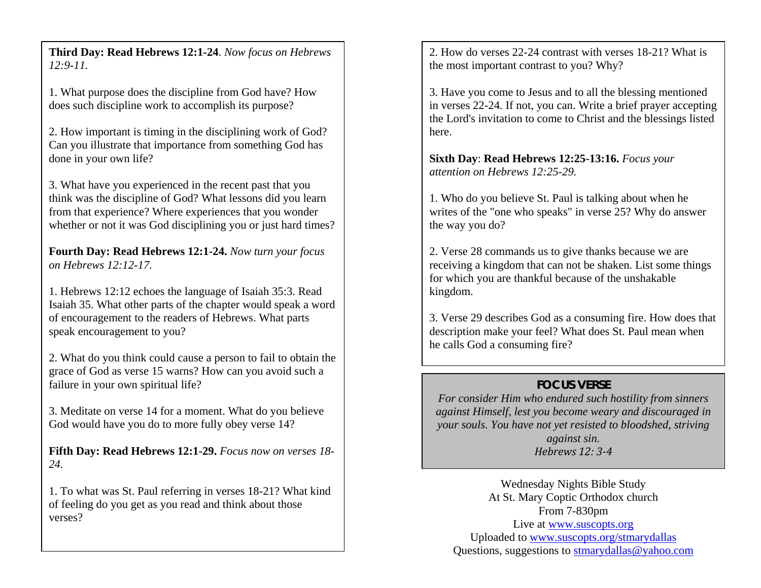**Third Day: Read Hebrews 12:1-24**. *Now focus on Hebrews 12:9-11.*

1. What purpose does the discipline from God have? How does such discipline work to accomplish its purpose?

2. How important is timing in the disciplining work of God? Can you illustrate that importance from something God has done in your own life?

3. What have you experienced in the recent past that you think was the discipline of God? What lessons did you learn from that experience? Where experiences that you wonder whether or not it was God disciplining you or just hard times?

**Fourth Day: Read Hebrews 12:1-24.** *Now turn your focus on Hebrews 12:12-17.*

1. Hebrews 12:12 echoes the language of Isaiah 35:3. Read Isaiah 35. What other parts of the chapter would speak a word of encouragement to the readers of Hebrews. What parts speak encouragement to you?

2. What do you think could cause a person to fail to obtain the grace of God as verse 15 warns? How can you avoid such a failure in your own spiritual life?

3. Meditate on verse 14 for a moment. What do you believe God would have you do to more fully obey verse 14?

**Fifth Day: Read Hebrews 12:1-29.** *Focus now on verses 18-24.*

1. To what was St. Paul referring in verses 18-21? What kind of feeling do you get as you read and think about those verses?

2. How do verses 22-24 contrast with verses 18-21? What is the most important contrast to you? Why?

3. Have you come to Jesus and to all the blessing mentioned in verses 22-24. If not, you can. Write a brief prayer accepting the Lord's invitation to come to Christ and the blessings listed here.

**Sixth Day**: **Read Hebrews 12:25-13:16.** *Focus your attention on Hebrews 12:25-29.*

1. Who do you believe St. Paul is talking about when he writes of the "one who speaks" in verse 25? Why do answer the way you do?

2. Verse 28 commands us to give thanks because we are receiving a kingdom that can not be shaken. List some things for which you are thankful because of the unshakable kingdom.

3. Verse 29 describes God as a consuming fire. How does that description make your feel? What does St. Paul mean when he calls God a consuming fire?

**FOCUS VERSE**

*For consider Him who endured such hostility from sinners against Himself, lest you become weary and discouraged in your souls. You have not yet resisted to bloodshed, striving against sin.*
*Hebrews 12: 3-4*

Wednesday Nights Bible Study
At St. Mary Coptic Orthodox church
From 7-830pm
Live at www.suscopts.org
Uploaded to www.suscopts.org/stmarydallas
Questions, suggestions to stmarydallas@yahoo.com